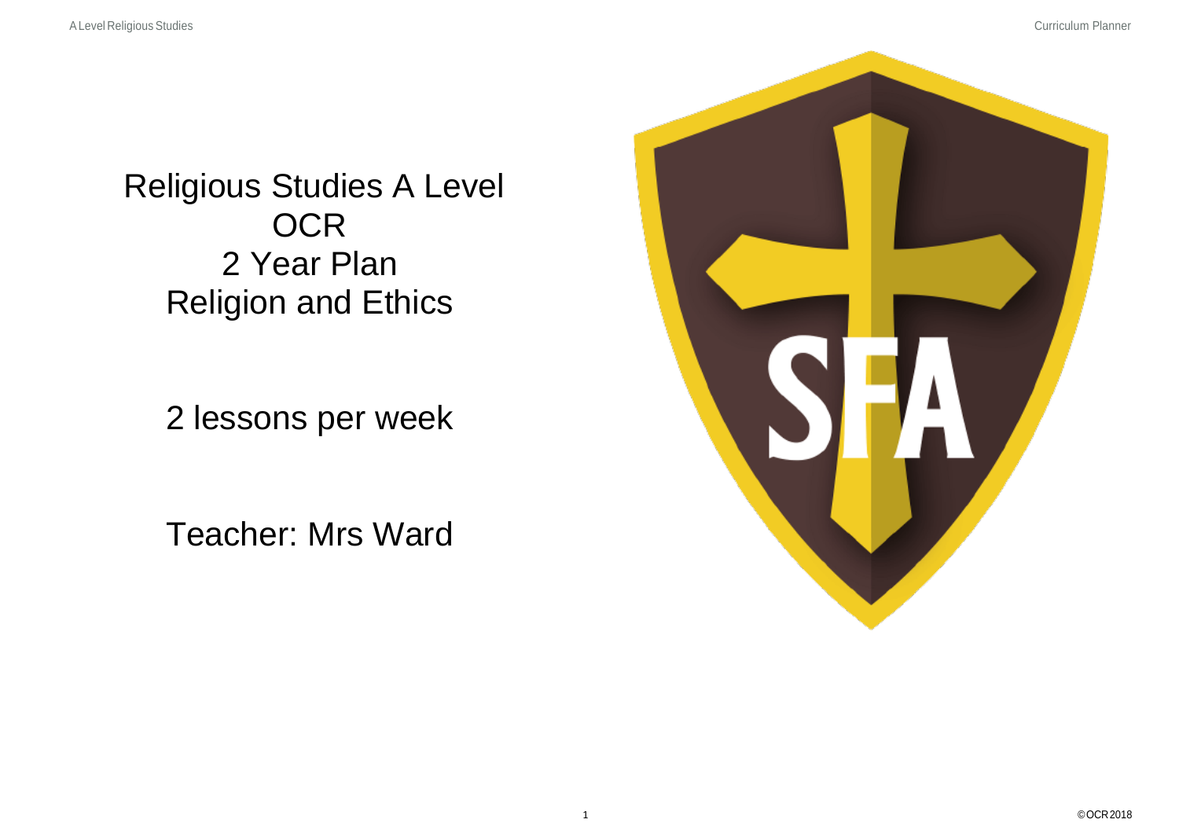# Religious Studies A Level
# OCR
# 2 Year Plan
# Religion and Ethics

2 lessons per week

Teacher: Mrs Ward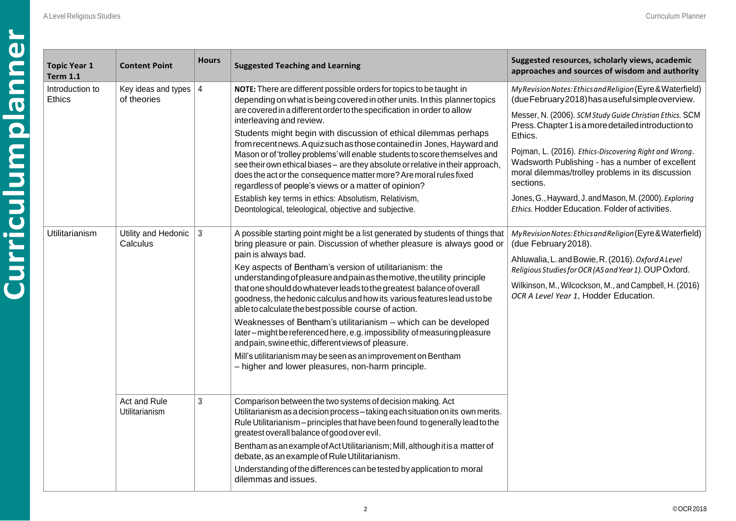| Topic Year 1 Term 1.1 | Content Point | Hours | Suggested Teaching and Learning | Suggested resources, scholarly views, academic approaches and sources of wisdom and authority |
|---|---|---|---|---|
| Introduction to Ethics | Key ideas and types of theories | 4 | **NOTE:** There are different possible orders for topics to be taught in depending on what is being covered in other units. In this planner topics are covered in a different order to the specification in order to allow interleaving and review.<br>Students might begin with discussion of ethical dilemmas perhaps from recent news. A quiz such as those contained in Jones, Hayward and Mason or of 'trolley problems' will enable students to score themselves and see their own ethical biases – are they absolute or relative in their approach, does the act or the consequence matter more? Are moral rules fixed regardless of people's views or a matter of opinion?<br>Establish key terms in ethics: Absolutism, Relativism, Deontological, teleological, objective and subjective. | *My Revision Notes: Ethics and Religion* (Eyre & Waterfield) (due February 2018) has a useful simple overview.<br>Messer, N. (2006). *SCM Study Guide Christian Ethics.* SCM Press. Chapter 1 is a more detailed introduction to Ethics.<br>Pojman, L. (2016). *Ethics-Discovering Right and Wrong*. Wadsworth Publishing - has a number of excellent moral dilemmas/trolley problems in its discussion sections.<br>Jones, G., Hayward, J. and Mason, M. (2000). *Exploring Ethics.* Hodder Education. Folder of activities. |
| Utilitarianism | Utility and Hedonic Calculus | 3 | A possible starting point might be a list generated by students of things that bring pleasure or pain. Discussion of whether pleasure is always good or pain is always bad.<br>Key aspects of Bentham's version of utilitarianism: the understanding of pleasure and pain as the motive, the utility principle that one should do whatever leads to the greatest balance of overall goodness, the hedonic calculus and how its various features lead us to be able to calculate the best possible course of action.<br>Weaknesses of Bentham's utilitarianism – which can be developed later – might be referenced here, e.g. impossibility of measuring pleasure and pain, swine ethic, different views of pleasure.<br>Mill's utilitarianism may be seen as an improvement on Bentham – higher and lower pleasures, non-harm principle. | *My Revision Notes: Ethics and Religion* (Eyre & Waterfield) (due February 2018).<br>Ahluwalia, L. and Bowie, R. (2016). *Oxford A Level Religious Studies for OCR (AS and Year 1).* OUP Oxford.<br>Wilkinson, M., Wilcockson, M., and Campbell, H. (2016) *OCR A Level Year 1*, Hodder Education. |
| | Act and Rule Utilitarianism | 3 | Comparison between the two systems of decision making. Act Utilitarianism as a decision process – taking each situation on its own merits. Rule Utilitarianism – principles that have been found to generally lead to the greatest overall balance of good over evil.<br>Bentham as an example of Act Utilitarianism; Mill, although it is a matter of debate, as an example of Rule Utilitarianism.<br>Understanding of the differences can be tested by application to moral dilemmas and issues. | |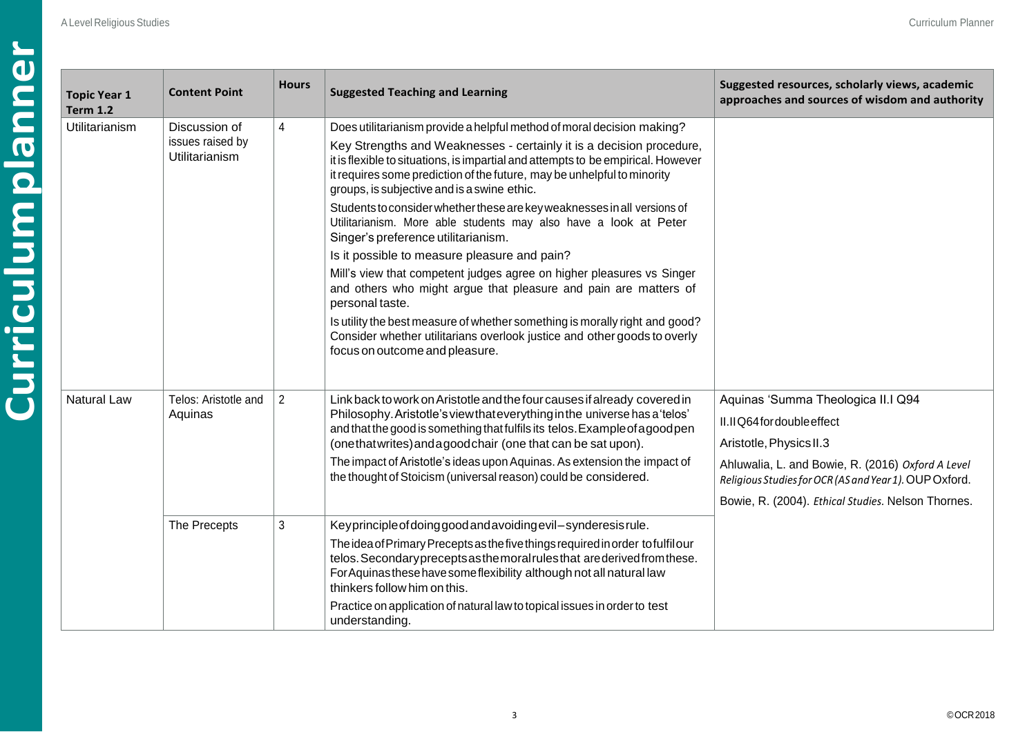| Topic Year 1 Term 1.2 | Content Point | Hours | Suggested Teaching and Learning | Suggested resources, scholarly views, academic approaches and sources of wisdom and authority |
|---|---|---|---|---|
| Utilitarianism | Discussion of issues raised by Utilitarianism | 4 | Does utilitarianism provide a helpful method of moral decision making?<br><br>Key Strengths and Weaknesses - certainly it is a decision procedure, it is flexible to situations, is impartial and attempts to be empirical. However it requires some prediction of the future, may be unhelpful to minority groups, is subjective and is a swine ethic.<br><br>Students to consider whether these are key weaknesses in all versions of Utilitarianism. More able students may also have a look at Peter Singer's preference utilitarianism.<br><br>Is it possible to measure pleasure and pain?<br><br>Mill's view that competent judges agree on higher pleasures vs Singer and others who might argue that pleasure and pain are matters of personal taste.<br><br>Is utility the best measure of whether something is morally right and good? Consider whether utilitarians overlook justice and other goods to overly focus on outcome and pleasure. | |
| Natural Law | Telos: Aristotle and Aquinas | 2 | Link back to work on Aristotle and the four causes if already covered in Philosophy. Aristotle's view that everything in the universe has a 'telos' and that the good is something that fulfils its telos. Example of a good pen (one that writes) and a good chair (one that can be sat upon).<br><br>The impact of Aristotle's ideas upon Aquinas. As extension the impact of the thought of Stoicism (universal reason) could be considered. | Aquinas 'Summa Theologica II.I Q94<br><br>II.II Q64 for double effect<br><br>Aristotle, Physics II.3<br><br>Ahluwalia, L. and Bowie, R. (2016) *Oxford A Level Religious Studies for OCR (AS and Year 1).* OUP Oxford.<br><br>Bowie, R. (2004). *Ethical Studies.* Nelson Thornes. |
| | The Precepts | 3 | Key principle of doing good and avoiding evil – synderesis rule.<br><br>The idea of Primary Precepts as the five things required in order to fulfil our telos. Secondary precepts as the moral rules that are derived from these. For Aquinas these have some flexibility although not all natural law thinkers follow him on this.<br><br>Practice on application of natural law to topical issues in order to test understanding. | |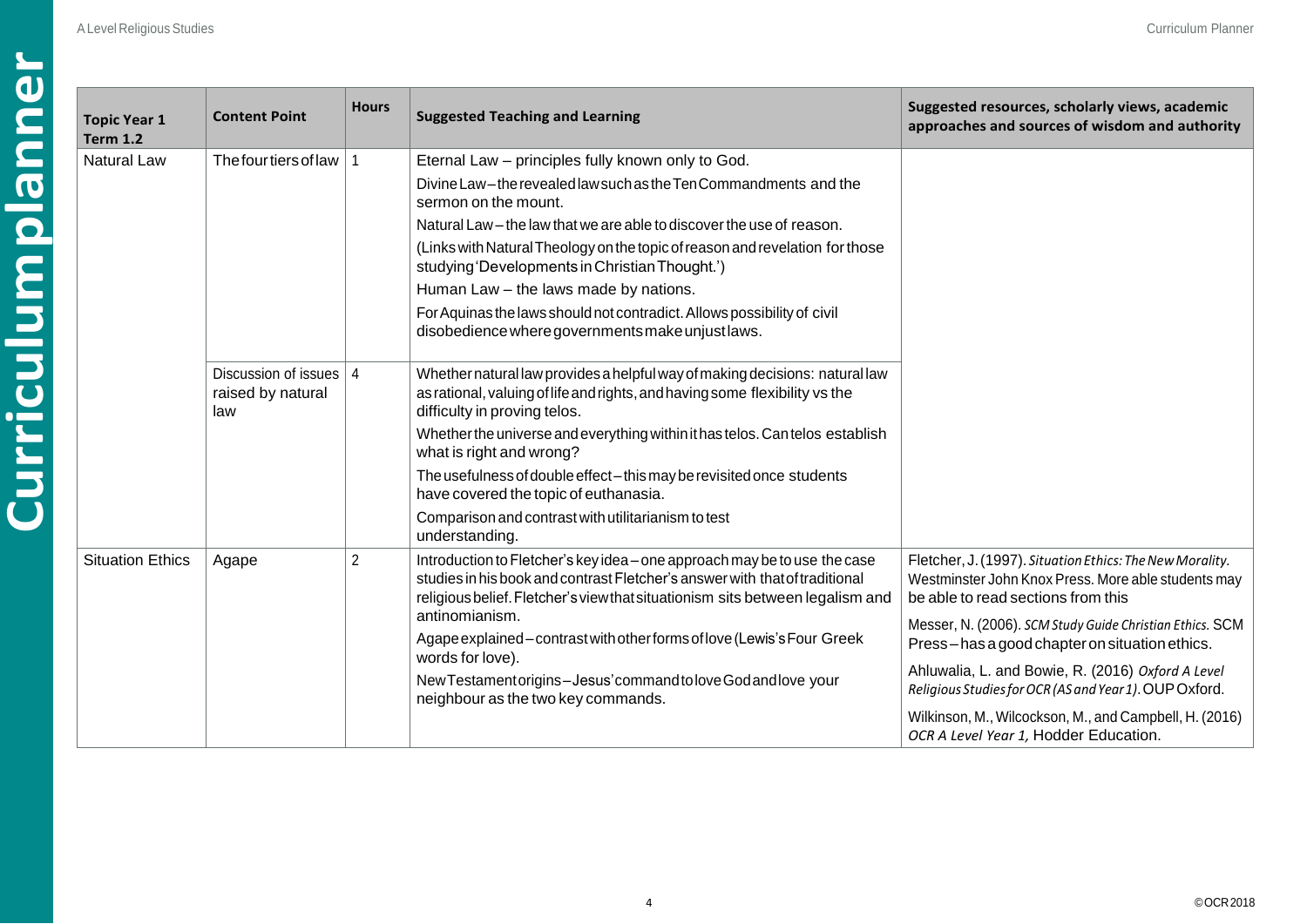| Topic Year 1 Term 1.2 | Content Point | Hours | Suggested Teaching and Learning | Suggested resources, scholarly views, academic approaches and sources of wisdom and authority |
|---|---|---|---|---|
| Natural Law | The four tiers of law | 1 | Eternal Law – principles fully known only to God.<br>Divine Law – the revealed law such as the Ten Commandments and the sermon on the mount.<br>Natural Law – the law that we are able to discover the use of reason.<br>(Links with Natural Theology on the topic of reason and revelation for those studying 'Developments in Christian Thought.')<br>Human Law – the laws made by nations.<br>For Aquinas the laws should not contradict. Allows possibility of civil disobedience where governments make unjust laws. | |
| | Discussion of issues raised by natural law | 4 | Whether natural law provides a helpful way of making decisions: natural law as rational, valuing of life and rights, and having some flexibility vs the difficulty in proving telos.<br>Whether the universe and everything within it has telos. Can telos establish what is right and wrong?<br>The usefulness of double effect – this may be revisited once students have covered the topic of euthanasia.<br>Comparison and contrast with utilitarianism to test understanding. | |
| Situation Ethics | Agape | 2 | Introduction to Fletcher's key idea – one approach may be to use the case studies in his book and contrast Fletcher's answer with that of traditional religious belief. Fletcher's view that situationism sits between legalism and antinomianism.<br>Agape explained – contrast with other forms of love (Lewis's Four Greek words for love).<br>New Testament origins – Jesus' command to love God and love your neighbour as the two key commands. | Fletcher, J. (1997). *Situation Ethics: The New Morality.* Westminster John Knox Press. More able students may be able to read sections from this<br>Messer, N. (2006). *SCM Study Guide Christian Ethics.* SCM Press – has a good chapter on situation ethics.<br>Ahluwalia, L. and Bowie, R. (2016) *Oxford A Level Religious Studies for OCR (AS and Year 1).* OUP Oxford.<br>Wilkinson, M., Wilcockson, M., and Campbell, H. (2016) *OCR A Level Year 1,* Hodder Education. |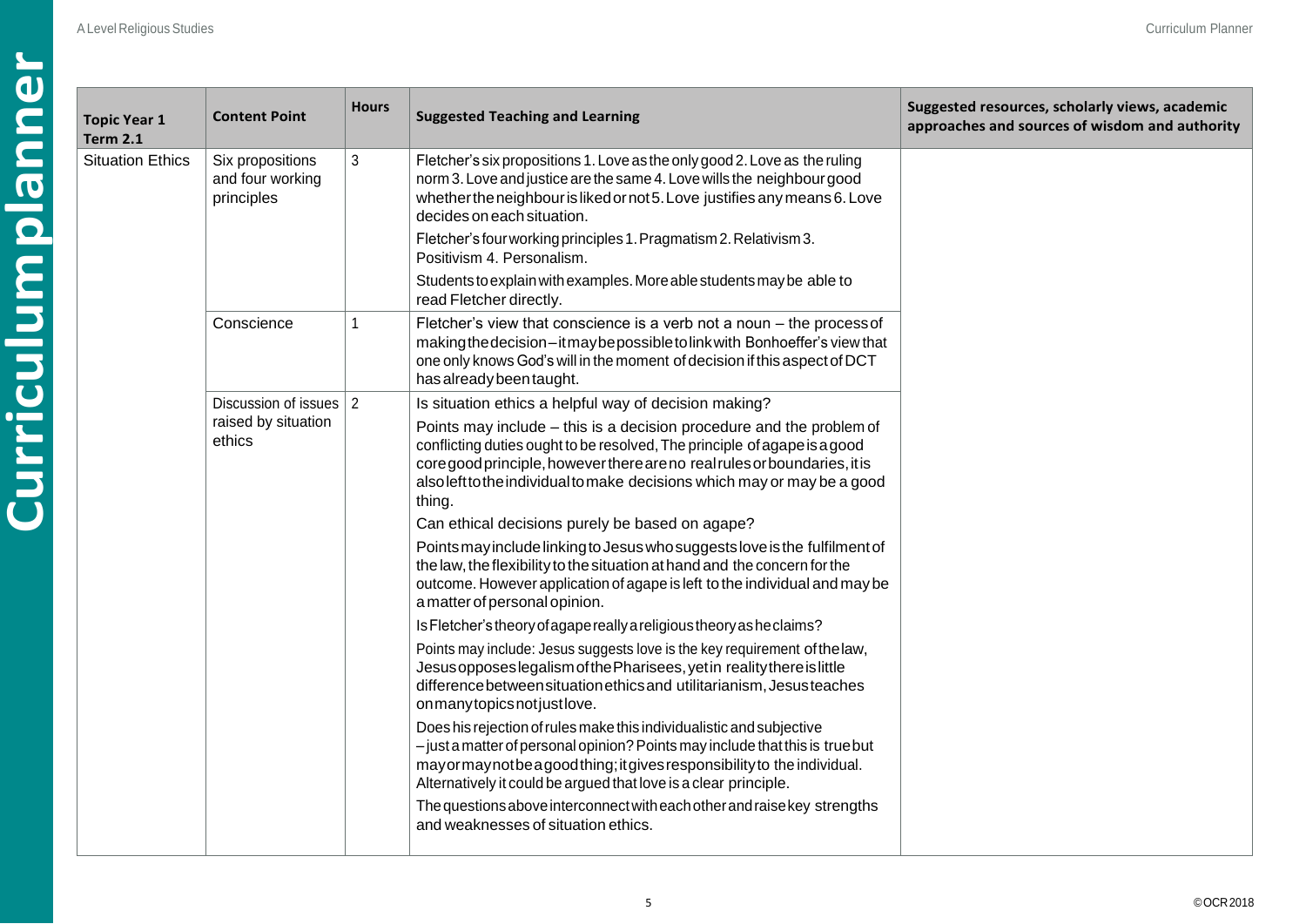| Topic Year 1 Term 2.1 | Content Point | Hours | Suggested Teaching and Learning | Suggested resources, scholarly views, academic approaches and sources of wisdom and authority |
|---|---|---|---|---|
| Situation Ethics | Six propositions and four working principles | 3 | Fletcher's six propositions 1. Love as the only good 2. Love as the ruling norm 3. Love and justice are the same 4. Love wills the neighbour good whether the neighbour is liked or not 5. Love justifies any means 6. Love decides on each situation.<br><br>Fletcher's four working principles 1. Pragmatism 2. Relativism 3. Positivism 4. Personalism.<br><br>Students to explain with examples. More able students may be able to read Fletcher directly. | |
| | Conscience | 1 | Fletcher's view that conscience is a verb not a noun – the process of making the decision – it may be possible to link with Bonhoeffer's view that one only knows God's will in the moment of decision if this aspect of DCT has already been taught. | |
| | Discussion of issues raised by situation ethics | 2 | Is situation ethics a helpful way of decision making?<br><br>Points may include – this is a decision procedure and the problem of conflicting duties ought to be resolved, The principle of agape is a good core good principle, however there are no real rules or boundaries, it is also left to the individual to make decisions which may or may be a good thing.<br><br>Can ethical decisions purely be based on agape?<br><br>Points may include linking to Jesus who suggests love is the fulfilment of the law, the flexibility to the situation at hand and the concern for the outcome. However application of agape is left to the individual and may be a matter of personal opinion.<br><br>Is Fletcher's theory of agape really a religious theory as he claims?<br><br>Points may include: Jesus suggests love is the key requirement of the law, Jesus opposes legalism of the Pharisees, yet in reality there is little difference between situation ethics and utilitarianism, Jesus teaches on many topics not just love.<br><br>Does his rejection of rules make this individualistic and subjective – just a matter of personal opinion? Points may include that this is true but may or may not be a good thing; it gives responsibility to the individual. Alternatively it could be argued that love is a clear principle.<br><br>The questions above interconnect with each other and raise key strengths and weaknesses of situation ethics. | |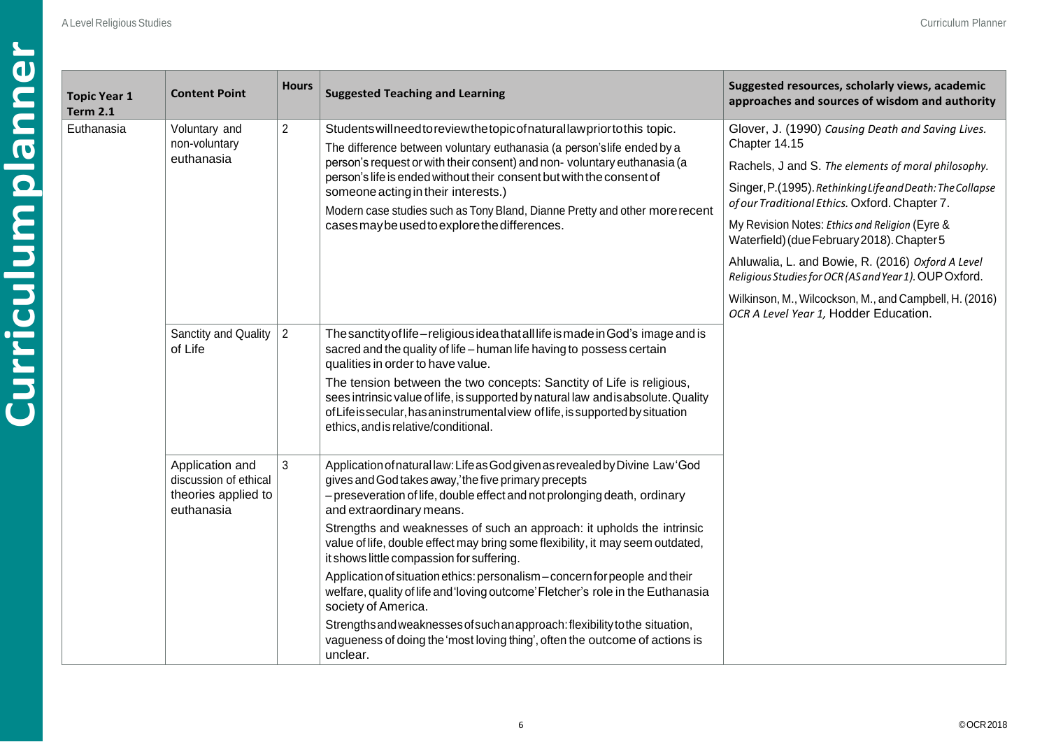| Topic Year 1 Term 2.1 | Content Point | Hours | Suggested Teaching and Learning | Suggested resources, scholarly views, academic approaches and sources of wisdom and authority |
|---|---|---|---|---|
| Euthanasia | Voluntary and non-voluntary euthanasia | 2 | Students will need to review the topic of natural law prior to this topic.<br>The difference between voluntary euthanasia (a person's life ended by a person's request or with their consent) and non- voluntary euthanasia (a person's life is ended without their consent but with the consent of someone acting in their interests.)<br>Modern case studies such as Tony Bland, Dianne Pretty and other more recent cases may be used to explore the differences. | Glover, J. (1990) *Causing Death and Saving Lives.* Chapter 14.15<br>Rachels, J and S. *The elements of moral philosophy.*<br>Singer, P.(1995). *Rethinking Life and Death: The Collapse of our Traditional Ethics.* Oxford. Chapter 7.<br>My Revision Notes: *Ethics and Religion* (Eyre & Waterfield) (due February 2018). Chapter 5<br>Ahluwalia, L. and Bowie, R. (2016) *Oxford A Level Religious Studies for OCR (AS and Year 1).* OUP Oxford.<br>Wilkinson, M., Wilcockson, M., and Campbell, H. (2016) *OCR A Level Year 1,* Hodder Education. |
| | Sanctity and Quality of Life | 2 | The sanctity of life – religious idea that all life is made in God's image and is sacred and the quality of life – human life having to possess certain qualities in order to have value.<br>The tension between the two concepts: Sanctity of Life is religious, sees intrinsic value of life, is supported by natural law and is absolute. Quality of Life is secular, has an instrumental view of life, is supported by situation ethics, and is relative/conditional. | |
| | Application and discussion of ethical theories applied to euthanasia | 3 | Application of natural law: Life as God given as revealed by Divine Law 'God gives and God takes away,' the five primary precepts – preseveration of life, double effect and not prolonging death, ordinary and extraordinary means.<br>Strengths and weaknesses of such an approach: it upholds the intrinsic value of life, double effect may bring some flexibility, it may seem outdated, it shows little compassion for suffering.<br>Application of situation ethics: personalism – concern for people and their welfare, quality of life and 'loving outcome' Fletcher's role in the Euthanasia society of America.<br>Strengths and weaknesses of such an approach: flexibility to the situation, vagueness of doing the 'most loving thing', often the outcome of actions is unclear. | |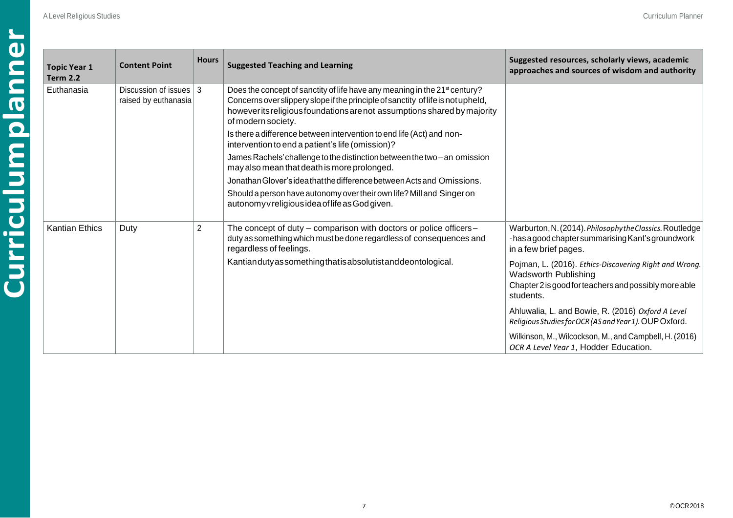| Topic Year 1 Term 2.2 | Content Point | Hours | Suggested Teaching and Learning | Suggested resources, scholarly views, academic approaches and sources of wisdom and authority |
|---|---|---|---|---|
| Euthanasia | Discussion of issues raised by euthanasia | 3 | Does the concept of sanctity of life have any meaning in the 21st century? Concerns over slippery slope if the principle of sanctity of life is not upheld, however its religious foundations are not assumptions shared by majority of modern society.<br><br>Is there a difference between intervention to end life (Act) and non-intervention to end a patient's life (omission)?<br><br>James Rachels' challenge to the distinction between the two – an omission may also mean that death is more prolonged.<br><br>Jonathan Glover's idea that the difference between Acts and Omissions.<br><br>Should a person have autonomy over their own life? Mill and Singer on autonomy v religious idea of life as God given. | |
| Kantian Ethics | Duty | 2 | The concept of duty – comparison with doctors or police officers – duty as something which must be done regardless of consequences and regardless of feelings.<br><br>Kantian duty as something that is absolutist and deontological. | Warburton, N. (2014). *Philosophy the Classics.* Routledge - has a good chapter summarising Kant's groundwork in a few brief pages.<br><br>Pojman, L. (2016). *Ethics-Discovering Right and Wrong.* Wadsworth Publishing<br>Chapter 2 is good for teachers and possibly more able students.<br><br>Ahluwalia, L. and Bowie, R. (2016) *Oxford A Level Religious Studies for OCR (AS and Year 1).* OUP Oxford.<br><br>Wilkinson, M., Wilcockson, M., and Campbell, H. (2016) *OCR A Level Year 1*, Hodder Education. |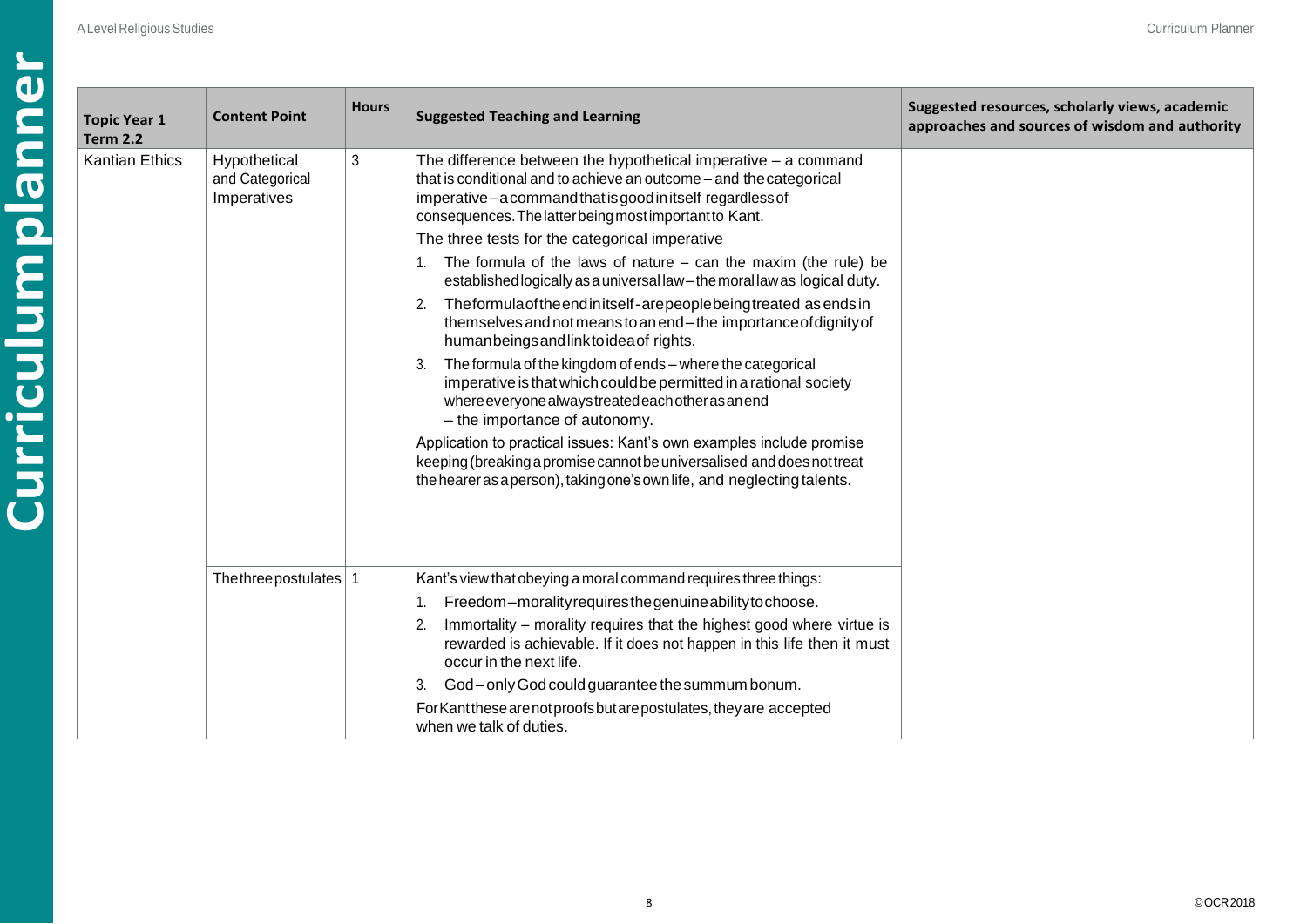| Topic Year 1 Term 2.2 | Content Point | Hours | Suggested Teaching and Learning | Suggested resources, scholarly views, academic approaches and sources of wisdom and authority |
|---|---|---|---|---|
| Kantian Ethics | Hypothetical and Categorical Imperatives | 3 | The difference between the hypothetical imperative – a command that is conditional and to achieve an outcome – and the categorical imperative – a command that is good in itself regardless of consequences. The latter being most important to Kant.<br>The three tests for the categorical imperative<br>1. The formula of the laws of nature – can the maxim (the rule) be established logically as a universal law – the moral law as logical duty.<br>2. The formula of the end in itself - are people being treated as ends in themselves and not means to an end – the importance of dignity of human beings and link to idea of rights.<br>3. The formula of the kingdom of ends – where the categorical imperative is that which could be permitted in a rational society where everyone always treated each other as an end – the importance of autonomy.<br>Application to practical issues: Kant's own examples include promise keeping (breaking a promise cannot be universalised and does not treat the hearer as a person), taking one's own life, and neglecting talents. | |
| | The three postulates | 1 | Kant's view that obeying a moral command requires three things:<br>1. Freedom – morality requires the genuine ability to choose.<br>2. Immortality – morality requires that the highest good where virtue is rewarded is achievable. If it does not happen in this life then it must occur in the next life.<br>3. God – only God could guarantee the summum bonum.<br>For Kant these are not proofs but are postulates, they are accepted when we talk of duties. | |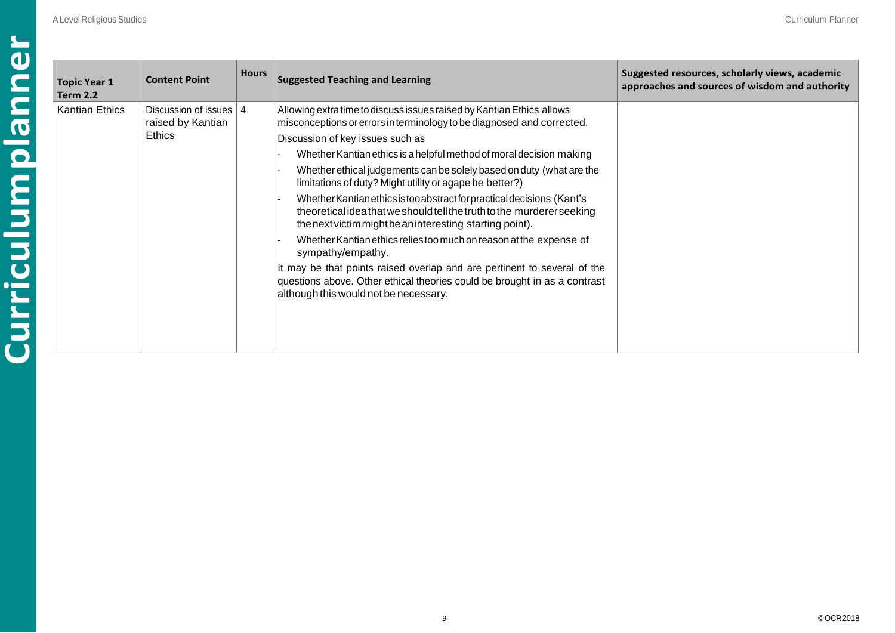| Topic Year 1 Term 2.2 | Content Point | Hours | Suggested Teaching and Learning | Suggested resources, scholarly views, academic approaches and sources of wisdom and authority |
| --- | --- | --- | --- | --- |
| Kantian Ethics | Discussion of issues raised by Kantian Ethics | 4 | Allowing extra time to discuss issues raised by Kantian Ethics allows misconceptions or errors in terminology to be diagnosed and corrected.<br><br>Discussion of key issues such as<br>- Whether Kantian ethics is a helpful method of moral decision making<br>- Whether ethical judgements can be solely based on duty (what are the limitations of duty? Might utility or agape be better?)<br>- Whether Kantian ethics is too abstract for practical decisions (Kant's theoretical idea that we should tell the truth to the murderer seeking the next victim might be an interesting starting point).<br>- Whether Kantian ethics relies too much on reason at the expense of sympathy/empathy.<br><br>It may be that points raised overlap and are pertinent to several of the questions above. Other ethical theories could be brought in as a contrast although this would not be necessary. | |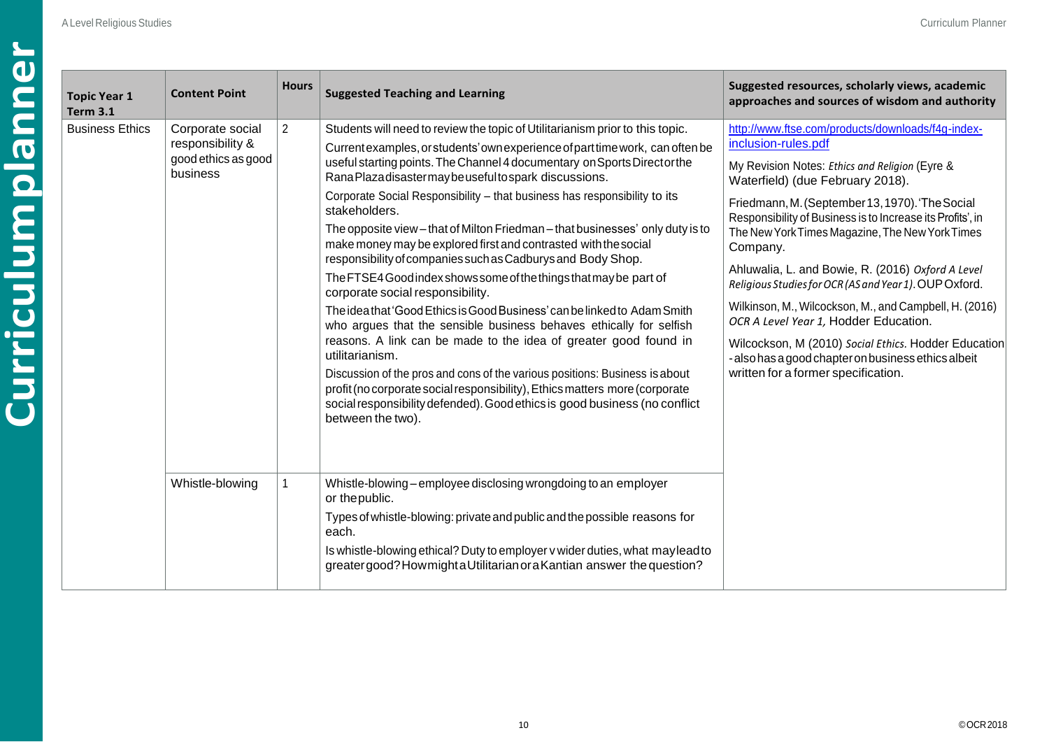| Topic Year 1 Term 3.1 | Content Point | Hours | Suggested Teaching and Learning | Suggested resources, scholarly views, academic approaches and sources of wisdom and authority |
|---|---|---|---|---|
| Business Ethics | Corporate social responsibility & good ethics as good business | 2 | Students will need to review the topic of Utilitarianism prior to this topic.<br><br>Current examples, or students' own experience of part time work, can often be useful starting points. The Channel 4 documentary on Sports Direct or the Rana Plaza disaster may be useful to spark discussions.<br><br>Corporate Social Responsibility – that business has responsibility to its stakeholders.<br><br>The opposite view – that of Milton Friedman – that businesses' only duty is to make money may be explored first and contrasted with the social responsibility of companies such as Cadburys and Body Shop.<br><br>The FTSE4Good index shows some of the things that may be part of corporate social responsibility.<br><br>The idea that 'Good Ethics is Good Business' can be linked to Adam Smith who argues that the sensible business behaves ethically for selfish reasons. A link can be made to the idea of greater good found in utilitarianism.<br><br>Discussion of the pros and cons of the various positions: Business is about profit (no corporate social responsibility), Ethics matters more (corporate social responsibility defended). Good ethics is good business (no conflict between the two). | http://www.ftse.com/products/downloads/f4g-index-inclusion-rules.pdf<br><br>My Revision Notes: *Ethics and Religion* (Eyre & Waterfield) (due February 2018).<br><br>Friedmann, M. (September 13, 1970). 'The Social Responsibility of Business is to Increase its Profits', in The New York Times Magazine, The New York Times Company.<br><br>Ahluwalia, L. and Bowie, R. (2016) *Oxford A Level Religious Studies for OCR (AS and Year 1)*. OUP Oxford.<br><br>Wilkinson, M., Wilcockson, M., and Campbell, H. (2016) *OCR A Level Year 1,* Hodder Education.<br><br>Wilcockson, M (2010) *Social Ethics.* Hodder Education - also has a good chapter on business ethics albeit written for a former specification. |
| | Whistle-blowing | 1 | Whistle-blowing – employee disclosing wrongdoing to an employer or the public.<br><br>Types of whistle-blowing: private and public and the possible reasons for each.<br><br>Is whistle-blowing ethical? Duty to employer v wider duties, what may lead to greater good? How might a Utilitarian or a Kantian answer the question? | |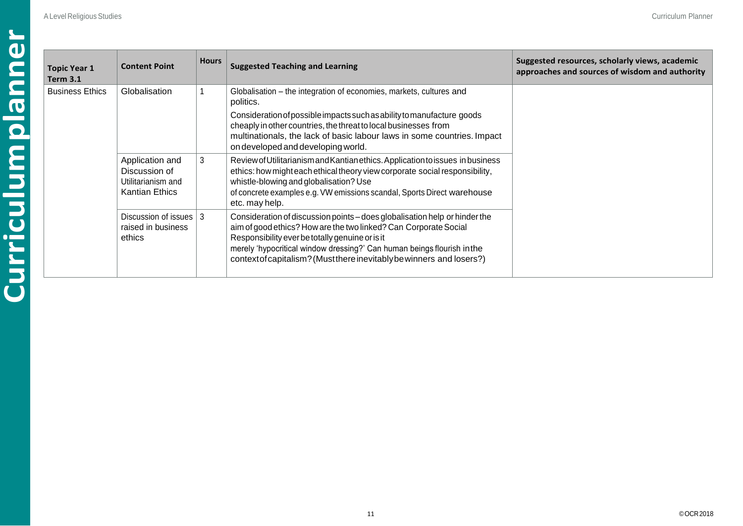| Topic Year 1 Term 3.1 | Content Point | Hours | Suggested Teaching and Learning | Suggested resources, scholarly views, academic approaches and sources of wisdom and authority |
|---|---|---|---|---|
| Business Ethics | Globalisation | 1 | Globalisation – the integration of economies, markets, cultures and politics. Consideration of possible impacts such as ability to manufacture goods cheaply in other countries, the threat to local businesses from multinationals, the lack of basic labour laws in some countries. Impact on developed and developing world. | |
| | Application and Discussion of Utilitarianism and Kantian Ethics | 3 | Review of Utilitarianism and Kantian ethics. Application to issues in business ethics: how might each ethical theory view corporate social responsibility, whistle-blowing and globalisation? Use of concrete examples e.g. VW emissions scandal, Sports Direct warehouse etc. may help. | |
| | Discussion of issues raised in business ethics | 3 | Consideration of discussion points – does globalisation help or hinder the aim of good ethics? How are the two linked? Can Corporate Social Responsibility ever be totally genuine or is it merely 'hypocritical window dressing?' Can human beings flourish in the context of capitalism? (Must there inevitably be winners and losers?) | |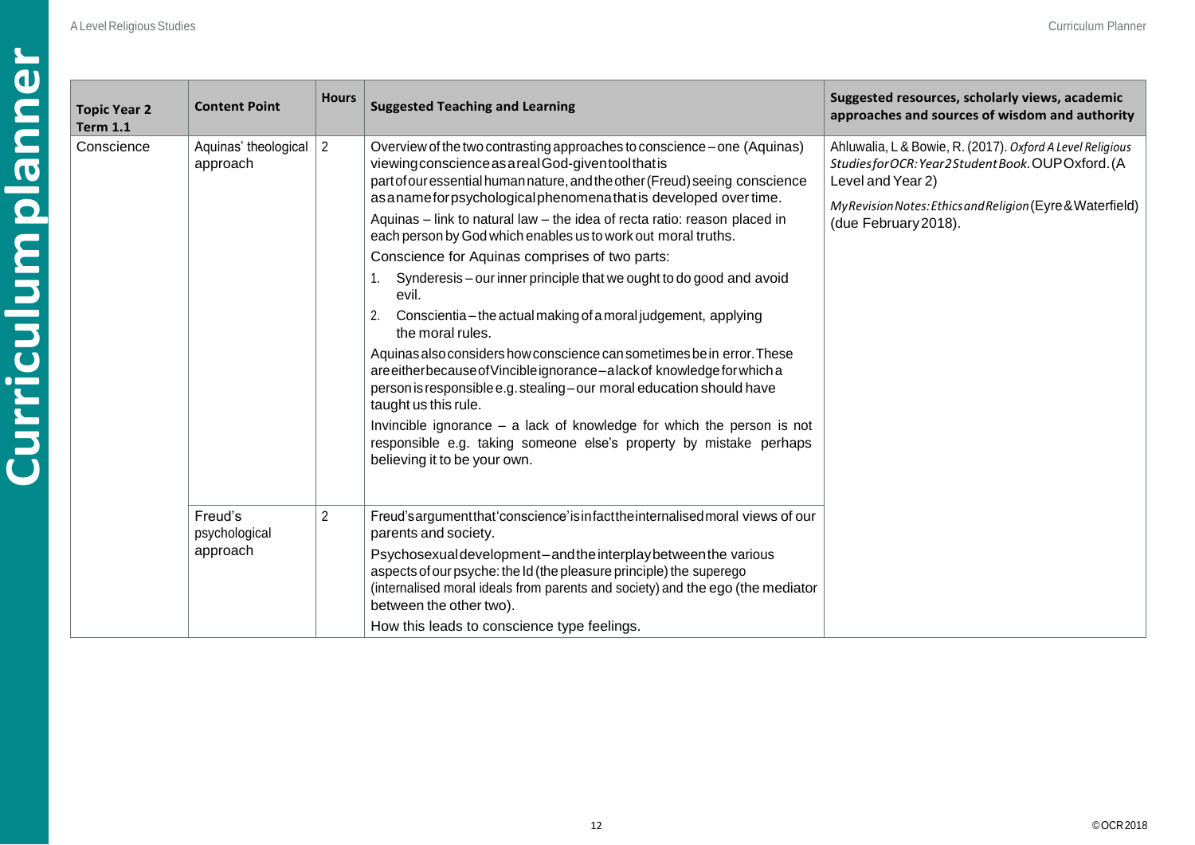| Topic Year 2 Term 1.1 | Content Point | Hours | Suggested Teaching and Learning | Suggested resources, scholarly views, academic approaches and sources of wisdom and authority |
|---|---|---|---|---|
| Conscience | Aquinas' theological approach | 2 | Overview of the two contrasting approaches to conscience – one (Aquinas) viewing conscience as a real God-given tool that is part of our essential human nature, and the other (Freud) seeing conscience as a name for psychological phenomena that is developed over time.<br><br>Aquinas – link to natural law – the idea of recta ratio: reason placed in each person by God which enables us to work out moral truths.<br><br>Conscience for Aquinas comprises of two parts:<br><br>1. Synderesis – our inner principle that we ought to do good and avoid evil.<br>2. Conscientia – the actual making of a moral judgement, applying the moral rules.<br><br>Aquinas also considers how conscience can sometimes be in error. These are either because of Vincible ignorance – a lack of knowledge for which a person is responsible e.g. stealing – our moral education should have taught us this rule.<br><br>Invincible ignorance – a lack of knowledge for which the person is not responsible e.g. taking someone else's property by mistake perhaps believing it to be your own. | Ahluwalia, L & Bowie, R. (2017). *Oxford A Level Religious Studies for OCR: Year 2 Student Book.* OUP Oxford. (A Level and Year 2)<br><br>*My Revision Notes: Ethics and Religion* (Eyre & Waterfield) (due February 2018). |
| | Freud's psychological approach | 2 | Freud's argument that 'conscience' is in fact the internalised moral views of our parents and society.<br><br>Psychosexual development – and the interplay between the various aspects of our psyche: the Id (the pleasure principle) the superego (internalised moral ideals from parents and society) and the ego (the mediator between the other two).<br><br>How this leads to conscience type feelings. | |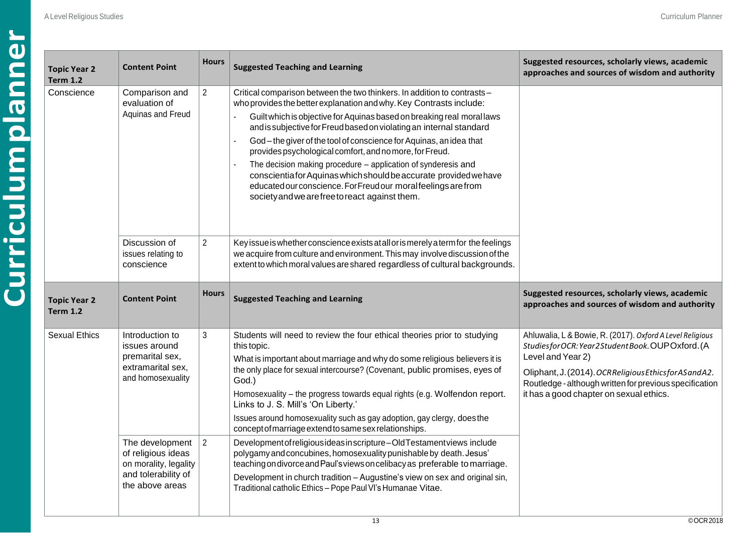| Topic Year 2 Term 1.2 | Content Point | Hours | Suggested Teaching and Learning | Suggested resources, scholarly views, academic approaches and sources of wisdom and authority |
|---|---|---|---|---|
| Conscience | Comparison and evaluation of Aquinas and Freud | 2 | Critical comparison between the two thinkers. In addition to contrasts – who provides the better explanation and why. Key Contrasts include:<br>- Guilt which is objective for Aquinas based on breaking real moral laws and is subjective for Freud based on violating an internal standard<br>- God – the giver of the tool of conscience for Aquinas, an idea that provides psychological comfort, and no more, for Freud.<br>- The decision making procedure – application of synderesis and conscientia for Aquinas which should be accurate provided we have educated our conscience. For Freud our moral feelings are from society and we are free to react against them. | |
| | Discussion of issues relating to conscience | 2 | Key issue is whether conscience exists at all or is merely a term for the feelings we acquire from culture and environment. This may involve discussion of the extent to which moral values are shared regardless of cultural backgrounds. | |

| Topic Year 2 Term 1.2 | Content Point | Hours | Suggested Teaching and Learning | Suggested resources, scholarly views, academic approaches and sources of wisdom and authority |
|---|---|---|---|---|
| Sexual Ethics | Introduction to issues around premarital sex, extramarital sex, and homosexuality | 3 | Students will need to review the four ethical theories prior to studying this topic.<br>What is important about marriage and why do some religious believers it is the only place for sexual intercourse? (Covenant, public promises, eyes of God.)<br>Homosexuality – the progress towards equal rights (e.g. Wolfendon report. Links to J. S. Mill's 'On Liberty.'<br>Issues around homosexuality such as gay adoption, gay clergy, does the concept of marriage extend to same sex relationships. | Ahluwalia, L & Bowie, R. (2017). *Oxford A Level Religious Studies for OCR: Year 2 Student Book*. OUP Oxford. (A Level and Year 2)<br>Oliphant, J. (2014). *OCR Religious Ethics for AS and A2*. Routledge - although written for previous specification it has a good chapter on sexual ethics. |
| | The development of religious ideas on morality, legality and tolerability of the above areas | 2 | Development of religious ideas in scripture – Old Testament views include polygamy and concubines, homosexuality punishable by death. Jesus' teaching on divorce and Paul's views on celibacy as preferable to marriage.<br>Development in church tradition – Augustine's view on sex and original sin, Traditional catholic Ethics – Pope Paul VI's Humanae Vitae. | |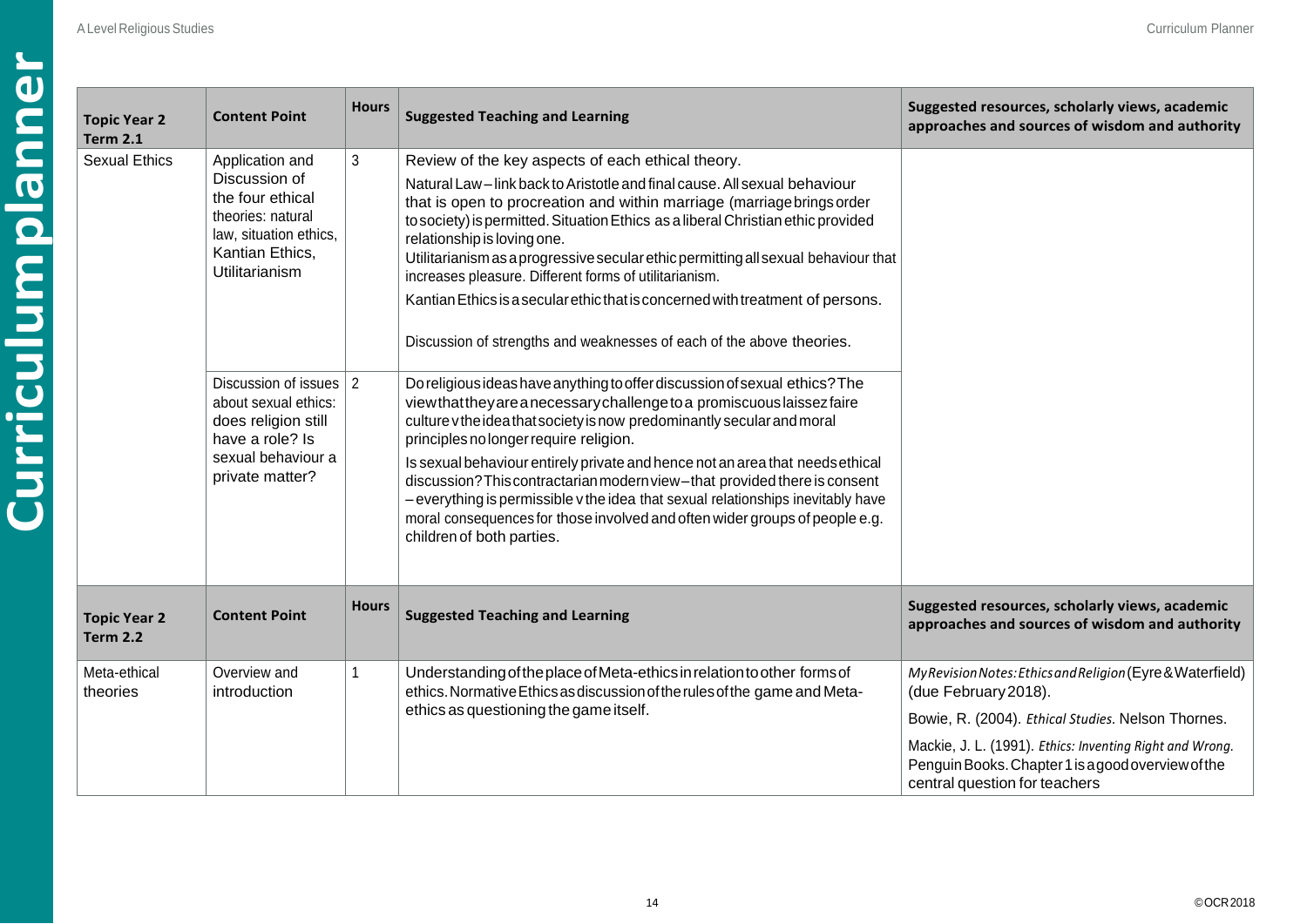| Topic Year 2 Term 2.1 | Content Point | Hours | Suggested Teaching and Learning | Suggested resources, scholarly views, academic approaches and sources of wisdom and authority |
|---|---|---|---|---|
| Sexual Ethics | Application and Discussion of the four ethical theories: natural law, situation ethics, Kantian Ethics, Utilitarianism | 3 | Review of the key aspects of each ethical theory.<br><br>Natural Law – link back to Aristotle and final cause. All sexual behaviour that is open to procreation and within marriage (marriage brings order to society) is permitted. Situation Ethics as a liberal Christian ethic provided relationship is loving one.<br>Utilitarianism as a progressive secular ethic permitting all sexual behaviour that increases pleasure. Different forms of utilitarianism.<br><br>Kantian Ethics is a secular ethic that is concerned with treatment of persons.<br><br>Discussion of strengths and weaknesses of each of the above theories. | |
| | Discussion of issues about sexual ethics: does religion still have a role? Is sexual behaviour a private matter? | 2 | Do religious ideas have anything to offer discussion of sexual ethics? The view that they are a necessary challenge to a promiscuous laissez faire culture v the idea that society is now predominantly secular and moral principles no longer require religion.<br><br>Is sexual behaviour entirely private and hence not an area that needs ethical discussion? This contractarian modern view – that provided there is consent – everything is permissible v the idea that sexual relationships inevitably have moral consequences for those involved and often wider groups of people e.g. children of both parties. | |

| Topic Year 2 Term 2.2 | Content Point | Hours | Suggested Teaching and Learning | Suggested resources, scholarly views, academic approaches and sources of wisdom and authority |
|---|---|---|---|---|
| Meta-ethical theories | Overview and introduction | 1 | Understanding of the place of Meta-ethics in relation to other forms of ethics. Normative Ethics as discussion of the rules of the game and Meta-ethics as questioning the game itself. | *My Revision Notes: Ethics and Religion* (Eyre & Waterfield) (due February 2018).<br><br>Bowie, R. (2004). *Ethical Studies.* Nelson Thornes.<br><br>Mackie, J. L. (1991). *Ethics: Inventing Right and Wrong.* Penguin Books. Chapter 1 is a good overview of the central question for teachers |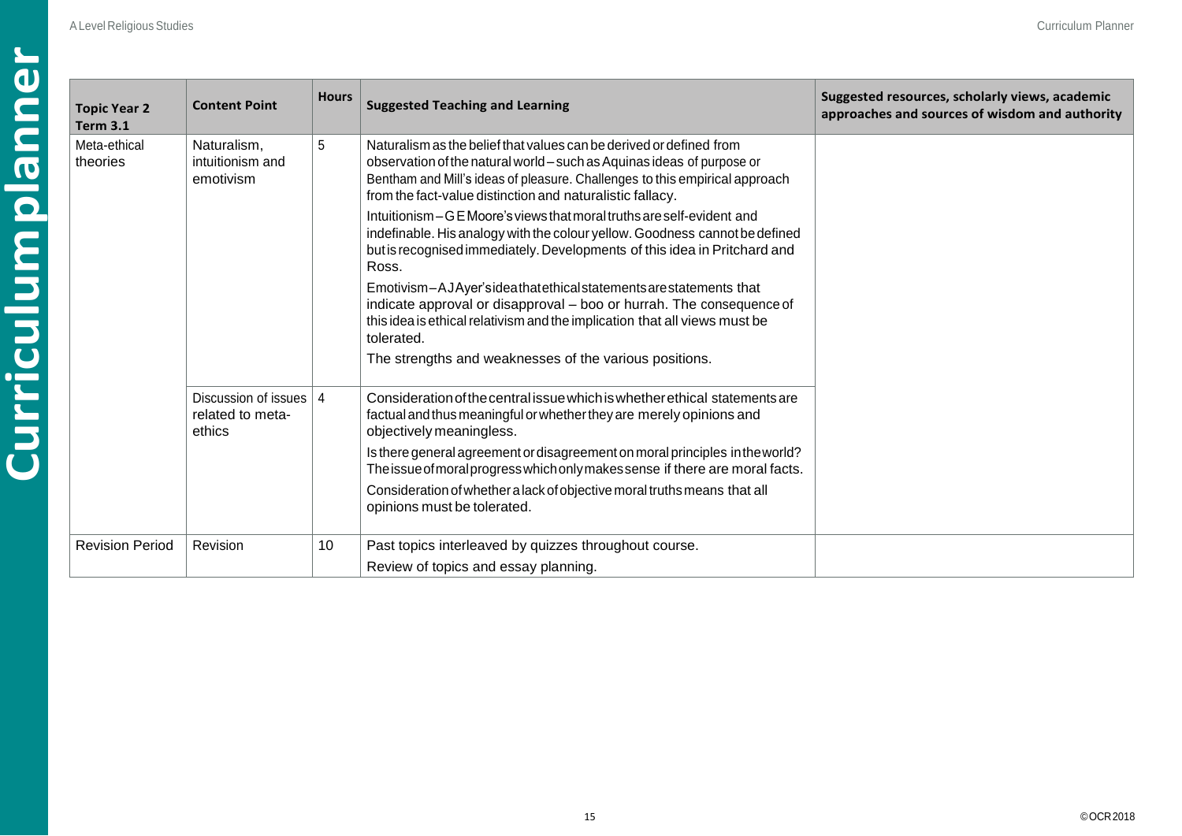| Topic Year 2 Term 3.1 | Content Point | Hours | Suggested Teaching and Learning | Suggested resources, scholarly views, academic approaches and sources of wisdom and authority |
|---|---|---|---|---|
| Meta-ethical theories | Naturalism, intuitionism and emotivism | 5 | Naturalism as the belief that values can be derived or defined from observation of the natural world – such as Aquinas ideas of purpose or Bentham and Mill's ideas of pleasure. Challenges to this empirical approach from the fact-value distinction and naturalistic fallacy.<br><br>Intuitionism – G E Moore's views that moral truths are self-evident and indefinable. His analogy with the colour yellow. Goodness cannot be defined but is recognised immediately. Developments of this idea in Pritchard and Ross.<br><br>Emotivism – A J Ayer's idea that ethical statements are statements that indicate approval or disapproval – boo or hurrah. The consequence of this idea is ethical relativism and the implication that all views must be tolerated.<br><br>The strengths and weaknesses of the various positions. | |
| | Discussion of issues related to meta-ethics | 4 | Consideration of the central issue which is whether ethical statements are factual and thus meaningful or whether they are merely opinions and objectively meaningless.<br><br>Is there general agreement or disagreement on moral principles in the world? The issue of moral progress which only makes sense if there are moral facts.<br><br>Consideration of whether a lack of objective moral truths means that all opinions must be tolerated. | |
| Revision Period | Revision | 10 | Past topics interleaved by quizzes throughout course.<br><br>Review of topics and essay planning. | |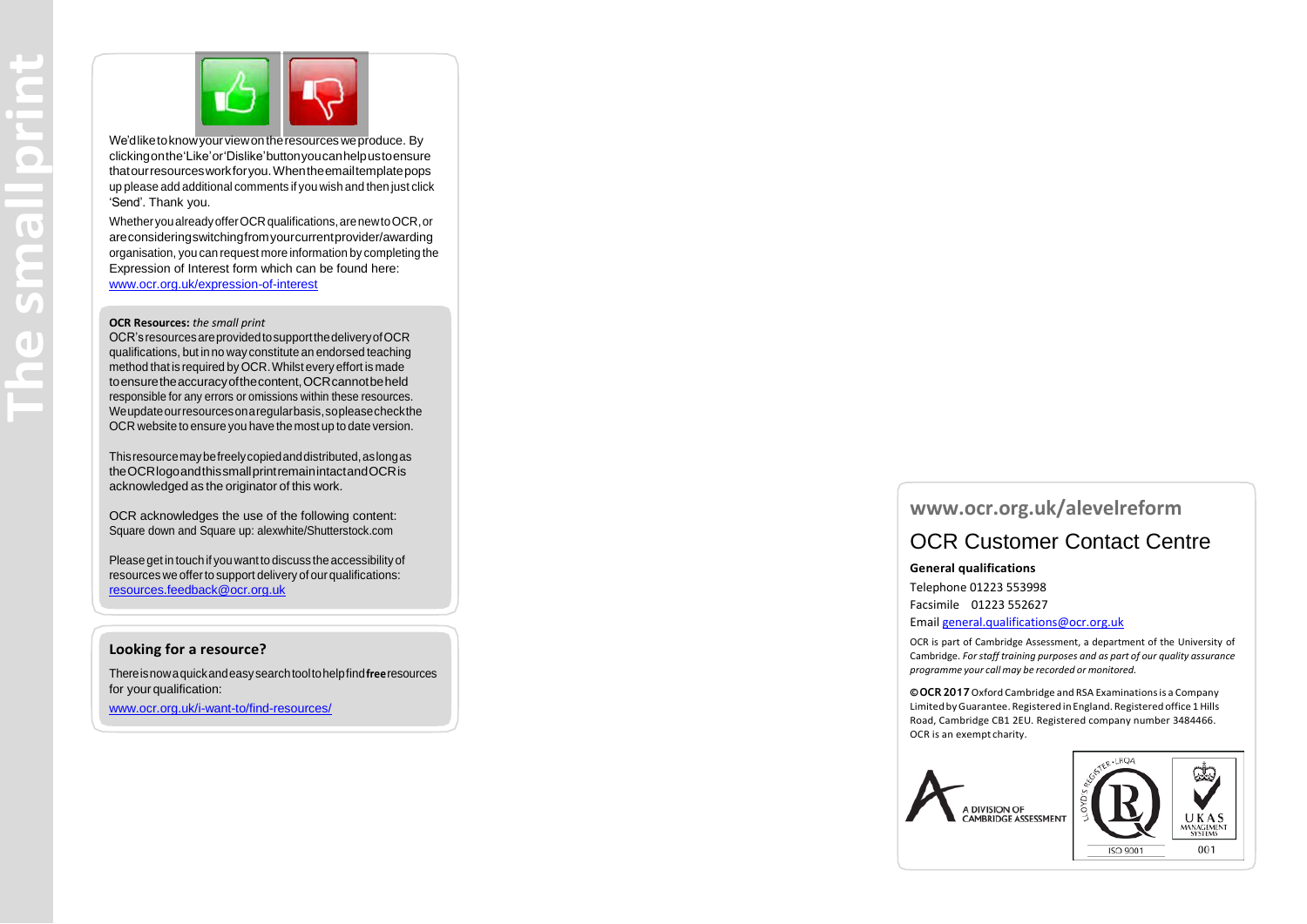We'd like to know your view on the resources we produce. By clicking on the 'Like' or 'Dislike' button you can help us to ensure that our resources work for you. When the email template pops up please add additional comments if you wish and then just click 'Send'. Thank you.

Whether you already offer OCR qualifications, are new to OCR, or are considering switching from your current provider/awarding organisation, you can request more information by completing the Expression of Interest form which can be found here: www.ocr.org.uk/expression-of-interest

**OCR Resources:** *the small print*

OCR's resources are provided to support the delivery of OCR qualifications, but in no way constitute an endorsed teaching method that is required by OCR. Whilst every effort is made to ensure the accuracy of the content, OCR cannot be held responsible for any errors or omissions within these resources. We update our resources on a regular basis, so please check the OCR website to ensure you have the most up to date version.

This resource may be freely copied and distributed, as long as the OCR logo and this small print remain intact and OCR is acknowledged as the originator of this work.

OCR acknowledges the use of the following content: Square down and Square up: alexwhite/Shutterstock.com

Please get in touch if you want to discuss the accessibility of resources we offer to support delivery of our qualifications: resources.feedback@ocr.org.uk

## Looking for a resource?

There is now a quick and easy search tool to help find **free** resources for your qualification:

www.ocr.org.uk/i-want-to/find-resources/

## www.ocr.org.uk/alevelreform

## OCR Customer Contact Centre

**General qualifications**

Telephone 01223 553998

Facsimile 01223 552627

Email general.qualifications@ocr.org.uk

OCR is part of Cambridge Assessment, a department of the University of Cambridge. *For staff training purposes and as part of our quality assurance programme your call may be recorded or monitored.*

**© OCR 2017** Oxford Cambridge and RSA Examinations is a Company Limited by Guarantee. Registered in England. Registered office 1 Hills Road, Cambridge CB1 2EU. Registered company number 3484466. OCR is an exempt charity.